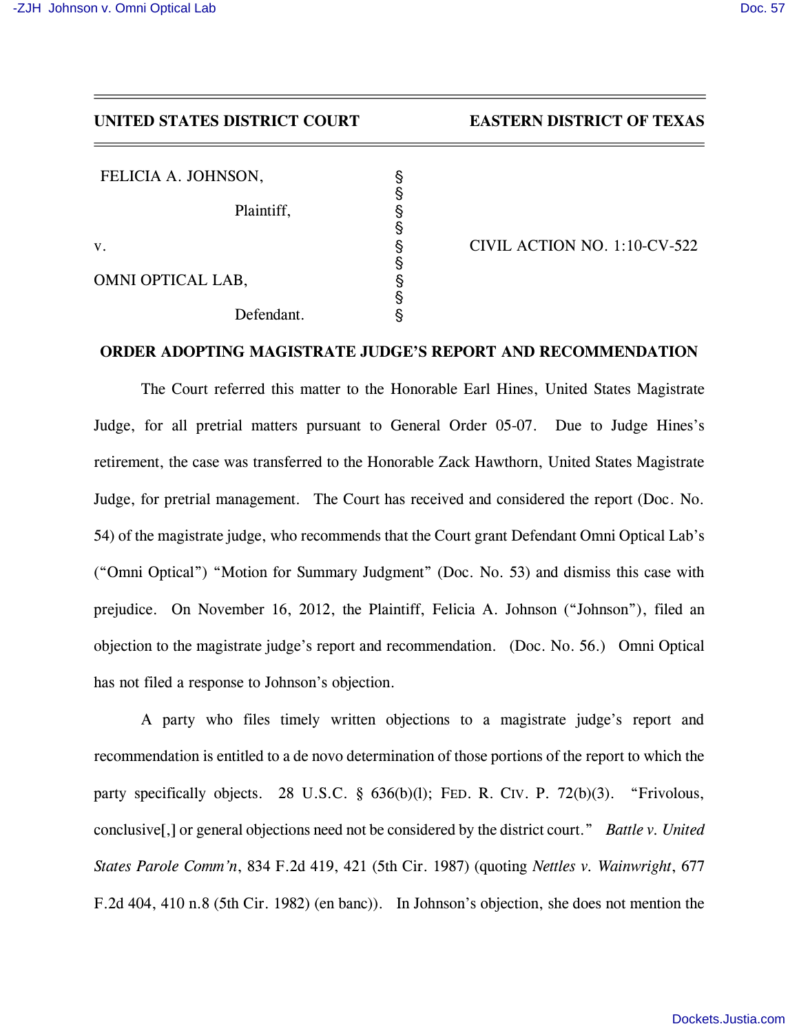**UNITED STATES DISTRICT COURT EASTERN DISTRICT OF TEXAS**

| | | |
|---|---|---|
| FELICIA A. JOHNSON, | § | |
| | § | |
| Plaintiff, | § | |
| | § | |
| v. | § | CIVIL ACTION NO. 1:10-CV-522 |
| | § | |
| OMNI OPTICAL LAB, | § | |
| | § | |
| Defendant. | § | |

**ORDER ADOPTING MAGISTRATE JUDGE'S REPORT AND RECOMMENDATION**

The Court referred this matter to the Honorable Earl Hines, United States Magistrate Judge, for all pretrial matters pursuant to General Order 05-07. Due to Judge Hines's retirement, the case was transferred to the Honorable Zack Hawthorn, United States Magistrate Judge, for pretrial management. The Court has received and considered the report (Doc. No. 54) of the magistrate judge, who recommends that the Court grant Defendant Omni Optical Lab's ("Omni Optical") "Motion for Summary Judgment" (Doc. No. 53) and dismiss this case with prejudice. On November 16, 2012, the Plaintiff, Felicia A. Johnson ("Johnson"), filed an objection to the magistrate judge's report and recommendation. (Doc. No. 56.) Omni Optical has not filed a response to Johnson's objection.

A party who files timely written objections to a magistrate judge's report and recommendation is entitled to a de novo determination of those portions of the report to which the party specifically objects. 28 U.S.C. § 636(b)(l); FED. R. CIV. P. 72(b)(3). "Frivolous, conclusive[,] or general objections need not be considered by the district court." *Battle v. United States Parole Comm'n*, 834 F.2d 419, 421 (5th Cir. 1987) (quoting *Nettles v. Wainwright*, 677 F.2d 404, 410 n.8 (5th Cir. 1982) (en banc)). In Johnson's objection, she does not mention the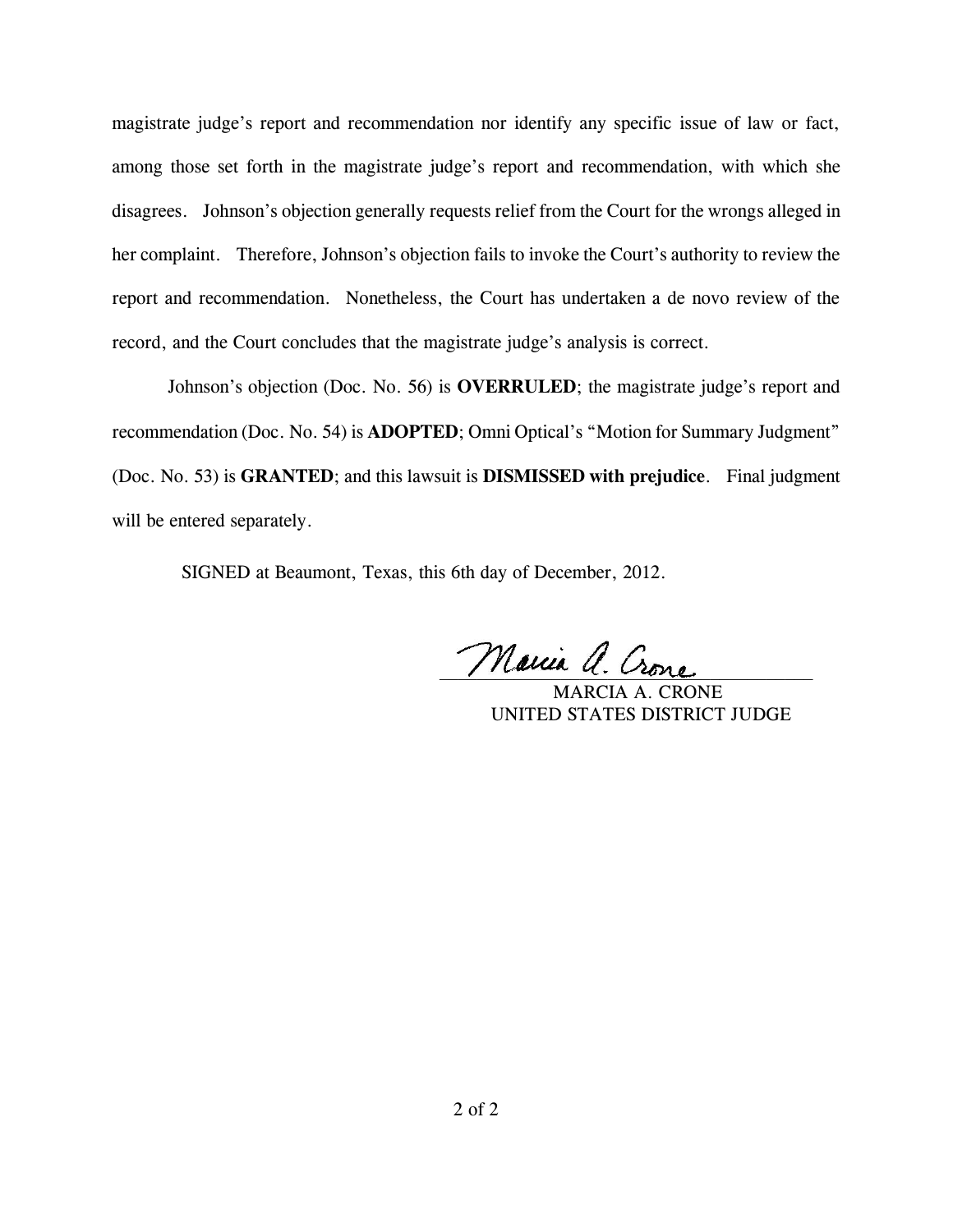magistrate judge's report and recommendation nor identify any specific issue of law or fact, among those set forth in the magistrate judge's report and recommendation, with which she disagrees. Johnson's objection generally requests relief from the Court for the wrongs alleged in her complaint. Therefore, Johnson's objection fails to invoke the Court's authority to review the report and recommendation. Nonetheless, the Court has undertaken a de novo review of the record, and the Court concludes that the magistrate judge's analysis is correct.

Johnson's objection (Doc. No. 56) is **OVERRULED**; the magistrate judge's report and recommendation (Doc. No. 54) is **ADOPTED**; Omni Optical's "Motion for Summary Judgment" (Doc. No. 53) is **GRANTED**; and this lawsuit is **DISMISSED with prejudice**. Final judgment will be entered separately.

SIGNED at Beaumont, Texas, this 6th day of December, 2012.

Marcia A. Crone

MARCIA A. CRONE
UNITED STATES DISTRICT JUDGE